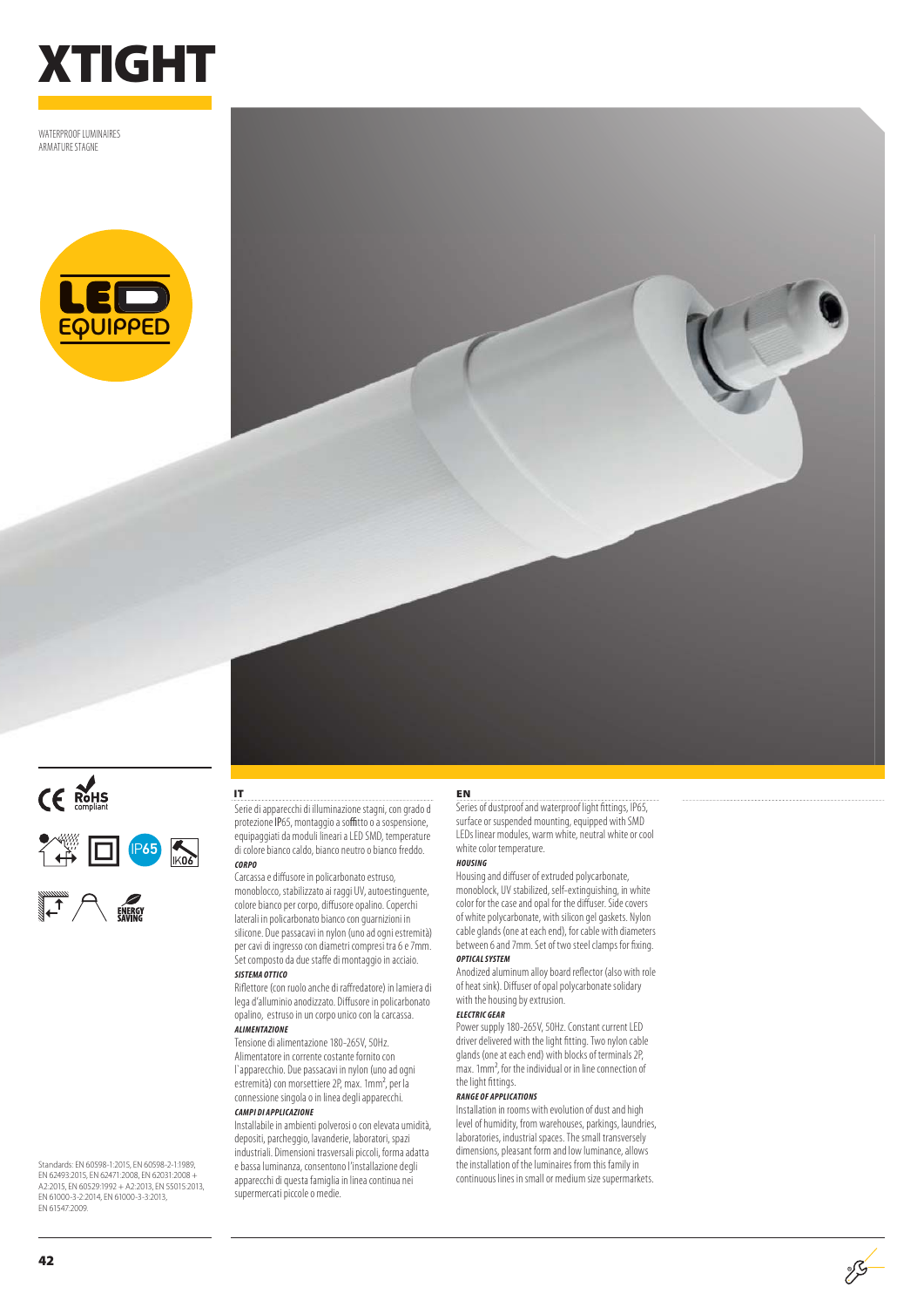# XTIGHT

WATERPROOF LUMINAIRES
ARMATURE STAGNE

LED EQUIPPED

CE RoHS compliant

IP65 IK06

ENERGY SAVING

Standards: EN 60598-1:2015, EN 60598-2-1:1989, EN 62493:2015, EN 62471:2008, EN 62031:2008 + A2:2015, EN 60529:1992 + A2:2013, EN 55015:2013, EN 61000-3-2:2014, EN 61000-3-3:2013, EN 61547:2009.

## IT

Serie di apparecchi di illuminazione stagni, con grado d protezione IP65, montaggio a soffitto o a sospensione, equipaggiati da moduli lineari a LED SMD, temperature di colore bianco caldo, bianco neutro o bianco freddo.

***CORPO***

Carcassa e diffusore in policarbonato estruso, monoblocco, stabilizzato ai raggi UV, autoestinguente, colore bianco per corpo, diffusore opalino. Coperchi laterali in policarbonato bianco con guarnizioni in silicone. Due passacavi in nylon (uno ad ogni estremità) per cavi di ingresso con diametri compresi tra 6 e 7mm. Set composto da due staffe di montaggio in acciaio.

***SISTEMA OTTICO***

Riflettore (con ruolo anche di raffredatore) in lamiera di lega d'alluminio anodizzato. Diffusore in policarbonato opalino, estruso in un corpo unico con la carcassa.

***ALIMENTAZIONE***

Tensione di alimentazione 180-265V, 50Hz. Alimentatore in corrente costante fornito con l`apparecchio. Due passacavi in nylon (uno ad ogni estremità) con morsettiere 2P, max. 1mm², per la connessione singola o in linea degli apparecchi.

***CAMPI DI APPLICAZIONE***

Installabile in ambienti polverosi o con elevata umidità, depositi, parcheggio, lavanderie, laboratori, spazi industriali. Dimensioni trasversali piccoli, forma adatta e bassa luminanza, consentono l'installazione degli apparecchi di questa famiglia in linea continua nei supermercati piccole o medie.

## EN

Series of dustproof and waterproof light fittings, IP65, surface or suspended mounting, equipped with SMD LEDs linear modules, warm white, neutral white or cool white color temperature.

***HOUSING***

Housing and diffuser of extruded polycarbonate, monoblock, UV stabilized, self-extinguishing, in white color for the case and opal for the diffuser. Side covers of white polycarbonate, with silicon gel gaskets. Nylon cable glands (one at each end), for cable with diameters between 6 and 7mm. Set of two steel clamps for fixing.

***OPTICAL SYSTEM***

Anodized aluminum alloy board reflector (also with role of heat sink). Diffuser of opal polycarbonate solidary with the housing by extrusion.

***ELECTRIC GEAR***

Power supply 180-265V, 50Hz. Constant current LED driver delivered with the light fitting. Two nylon cable glands (one at each end) with blocks of terminals 2P, max. 1mm², for the individual or in line connection of the light fittings.

***RANGE OF APPLICATIONS***

Installation in rooms with evolution of dust and high level of humidity, from warehouses, parkings, laundries, laboratories, industrial spaces. The small transversely dimensions, pleasant form and low luminance, allows the installation of the luminaires from this family in continuous lines in small or medium size supermarkets.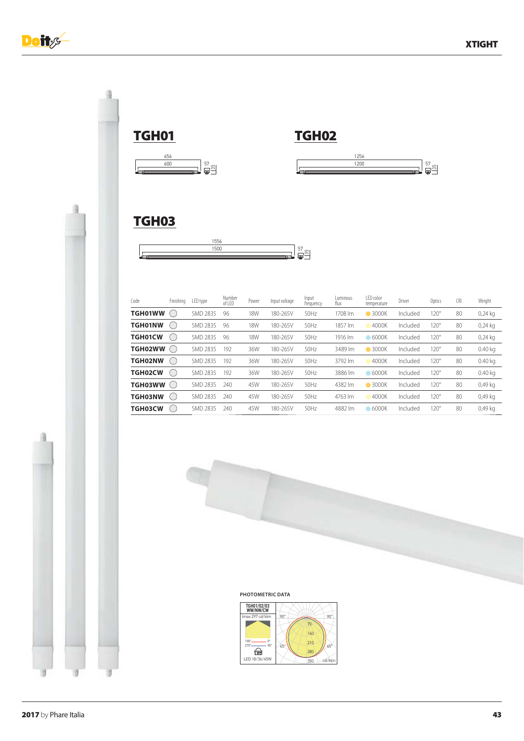## TGH01

656
600
57
35

## TGH02

1256
1200
57
35

## TGH03

1556
1500
57
35

| Code | Finishing | LED type | Number of LED | Power | Input voltage | Input frequency | Luminous flux | LED color temperature | Driver | Optics | CRI | Weight |
|---|---|---|---|---|---|---|---|---|---|---|---|---|
| **TGH01WW** | ◯ | SMD 2835 | 96 | 18W | 180-265V | 50Hz | 1708 lm | 3000K | Included | 120° | 80 | 0,24 kg |
| **TGH01NW** | ◯ | SMD 2835 | 96 | 18W | 180-265V | 50Hz | 1857 lm | 4000K | Included | 120° | 80 | 0,24 kg |
| **TGH01CW** | ◯ | SMD 2835 | 96 | 18W | 180-265V | 50Hz | 1916 lm | 6000K | Included | 120° | 80 | 0,24 kg |
| **TGH02WW** | ◯ | SMD 2835 | 192 | 36W | 180-265V | 50Hz | 3489 lm | 3000K | Included | 120° | 80 | 0.40 kg |
| **TGH02NW** | ◯ | SMD 2835 | 192 | 36W | 180-265V | 50Hz | 3792 lm | 4000K | Included | 120° | 80 | 0.40 kg |
| **TGH02CW** | ◯ | SMD 2835 | 192 | 36W | 180-265V | 50Hz | 3886 lm | 6000K | Included | 120° | 80 | 0.40 kg |
| **TGH03WW** | ◯ | SMD 2835 | 240 | 45W | 180-265V | 50Hz | 4382 lm | 3000K | Included | 120° | 80 | 0,49 kg |
| **TGH03NW** | ◯ | SMD 2835 | 240 | 45W | 180-265V | 50Hz | 4763 lm | 4000K | Included | 120° | 80 | 0,49 kg |
| **TGH03CW** | ◯ | SMD 2835 | 240 | 45W | 180-265V | 50Hz | 4882 lm | 6000K | Included | 120° | 80 | 0,49 kg |

**PHOTOMETRIC DATA**

TGH01/02/03 WW/NW/CW
Imax 297 cd/klm
180° 0°
270° 90°
LED 18/36/45W
90° 90°
70
140
210
280
350
45° 45°
cd/klm